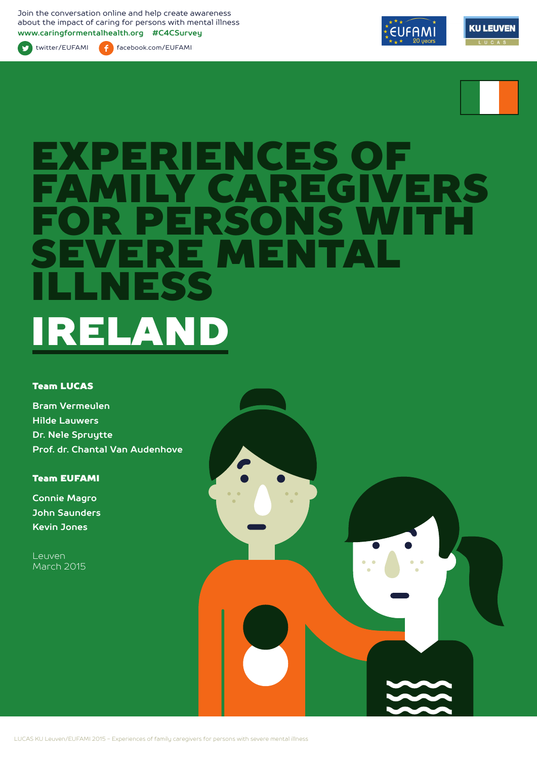Join the conversation online and help create awareness about the impact of caring for persons with mental illness
**www.caringformentalhealth.org #C4CSurvey**

twitter/EUFAMI facebook.com/EUFAMI

# EXPERIENCES OF FAMILY CAREGIVERS FOR PERSONS WITH SEVERE MENTAL ILLNESS

# IRELAND

**Team LUCAS**

Bram Vermeulen
Hilde Lauwers
Dr. Nele Spruytte
Prof. dr. Chantal Van Audenhove

**Team EUFAMI**

Connie Magro
John Saunders
Kevin Jones

Leuven
March 2015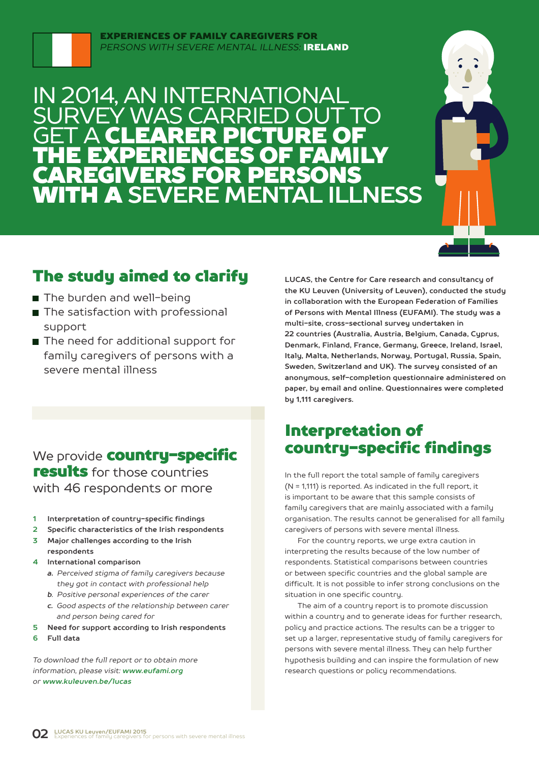**EXPERIENCES OF FAMILY CAREGIVERS FOR**
*PERSONS WITH SEVERE MENTAL ILLNESS:* **IRELAND**

# IN 2014, AN INTERNATIONAL SURVEY WAS CARRIED OUT TO GET A **CLEARER PICTURE OF THE EXPERIENCES OF FAMILY CAREGIVERS FOR PERSONS WITH A** SEVERE MENTAL ILLNESS

## The study aimed to clarify

- The burden and well-being
- The satisfaction with professional support
- The need for additional support for family caregivers of persons with a severe mental illness

**LUCAS, the Centre for Care research and consultancy of the KU Leuven (University of Leuven), conducted the study in collaboration with the European Federation of Families of Persons with Mental Illness (EUFAMI). The study was a multi-site, cross-sectional survey undertaken in 22 countries (Australia, Austria, Belgium, Canada, Cyprus, Denmark, Finland, France, Germany, Greece, Ireland, Israel, Italy, Malta, Netherlands, Norway, Portugal, Russia, Spain, Sweden, Switzerland and UK). The survey consisted of an anonymous, self-completion questionnaire administered on paper, by email and online. Questionnaires were completed by 1,111 caregivers.**

We provide **country-specific results** for those countries with 46 respondents or more

1. **Interpretation of country-specific findings**
2. **Specific characteristics of the Irish respondents**
3. **Major challenges according to the Irish respondents**
4. **International comparison**
   - *a. Perceived stigma of family caregivers because they got in contact with professional help*
   - *b. Positive personal experiences of the carer*
   - *c. Good aspects of the relationship between carer and person being cared for*
5. **Need for support according to Irish respondents**
6. **Full data**

*To download the full report or to obtain more information, please visit:* ***www.eufami.org*** *or* ***www.kuleuven.be/lucas***

## Interpretation of country-specific findings

In the full report the total sample of family caregivers (N = 1,111) is reported. As indicated in the full report, it is important to be aware that this sample consists of family caregivers that are mainly associated with a family organisation. The results cannot be generalised for all family caregivers of persons with severe mental illness.

For the country reports, we urge extra caution in interpreting the results because of the low number of respondents. Statistical comparisons between countries or between specific countries and the global sample are difficult. It is not possible to infer strong conclusions on the situation in one specific country.

The aim of a country report is to promote discussion within a country and to generate ideas for further research, policy and practice actions. The results can be a trigger to set up a larger, representative study of family caregivers for persons with severe mental illness. They can help further hypothesis building and can inspire the formulation of new research questions or policy recommendations.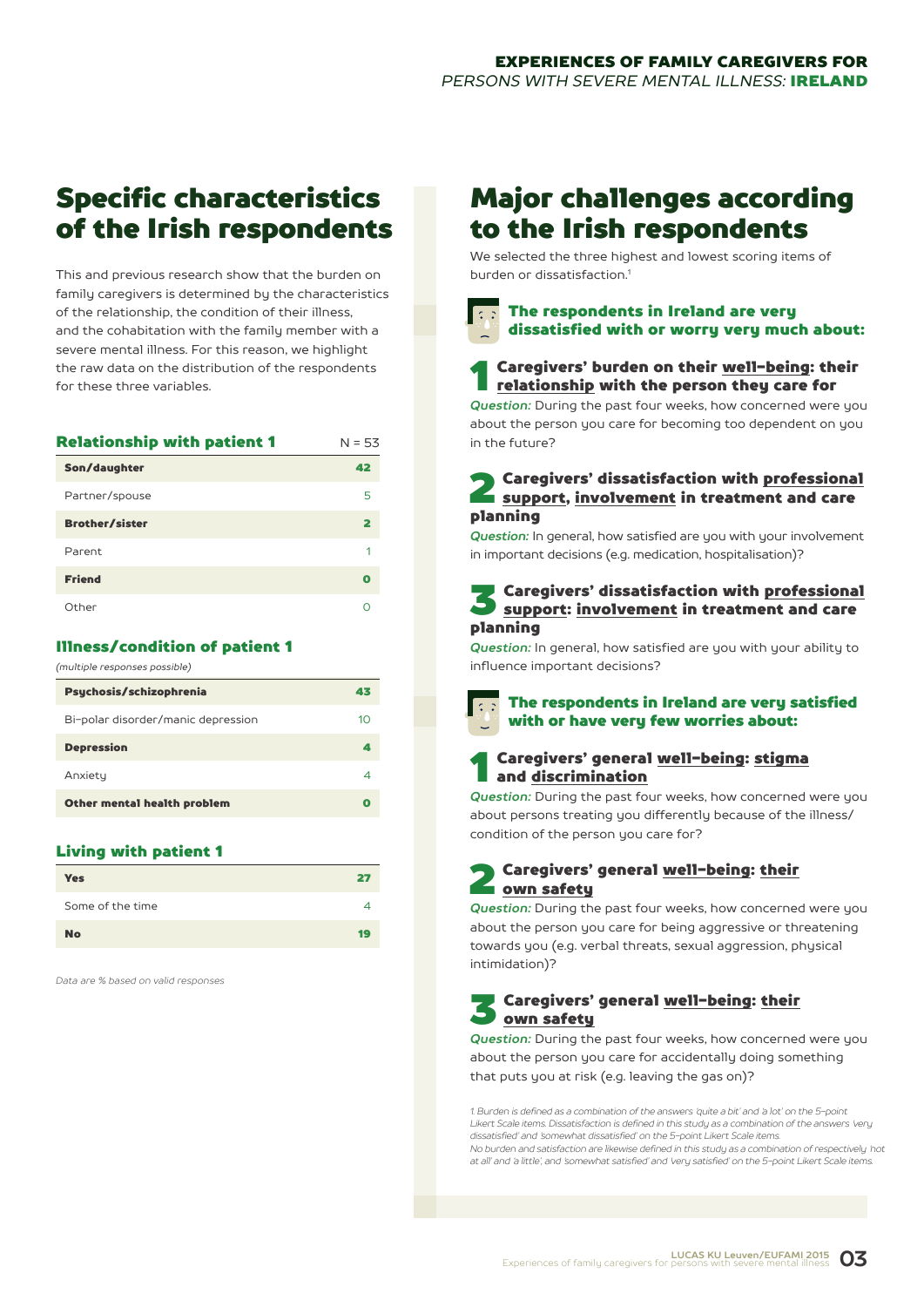## Specific characteristics of the Irish respondents

This and previous research show that the burden on family caregivers is determined by the characteristics of the relationship, the condition of their illness, and the cohabitation with the family member with a severe mental illness. For this reason, we highlight the raw data on the distribution of the respondents for these three variables.

| Relationship with patient 1 | N = 53 |
|---|---|
| **Son/daughter** | **42** |
| Partner/spouse | 5 |
| **Brother/sister** | **2** |
| Parent | 1 |
| **Friend** | **0** |
| Other | 0 |

### Illness/condition of patient 1

*(multiple responses possible)*

| Illness/condition | |
|---|---|
| **Psychosis/schizophrenia** | **43** |
| Bi-polar disorder/manic depression | 10 |
| **Depression** | **4** |
| Anxiety | 4 |
| **Other mental health problem** | **0** |

### Living with patient 1

| Living with patient 1 | |
|---|---|
| **Yes** | **27** |
| Some of the time | 4 |
| **No** | **19** |

*Data are % based on valid responses*

## Major challenges according to the Irish respondents

We selected the three highest and lowest scoring items of burden or dissatisfaction.[1]

### The respondents in Ireland are very dissatisfied with or worry very much about:

**1 Caregivers' burden on their well-being: their relationship with the person they care for**

*Question:* During the past four weeks, how concerned were you about the person you care for becoming too dependent on you in the future?

**2 Caregivers' dissatisfaction with professional support, involvement in treatment and care planning**

*Question:* In general, how satisfied are you with your involvement in important decisions (e.g. medication, hospitalisation)?

**3 Caregivers' dissatisfaction with professional support: involvement in treatment and care planning**

*Question:* In general, how satisfied are you with your ability to influence important decisions?

### The respondents in Ireland are very satisfied with or have very few worries about:

**1 Caregivers' general well-being: stigma and discrimination**

*Question:* During the past four weeks, how concerned were you about persons treating you differently because of the illness/condition of the person you care for?

**2 Caregivers' general well-being: their own safety**

*Question:* During the past four weeks, how concerned were you about the person you care for being aggressive or threatening towards you (e.g. verbal threats, sexual aggression, physical intimidation)?

**3 Caregivers' general well-being: their own safety**

*Question:* During the past four weeks, how concerned were you about the person you care for accidentally doing something that puts you at risk (e.g. leaving the gas on)?

*1. Burden is defined as a combination of the answers 'quite a bit' and 'a lot' on the 5-point Likert Scale items. Dissatisfaction is defined in this study as a combination of the answers 'very dissatisfied' and 'somewhat dissatisfied' on the 5-point Likert Scale items. No burden and satisfaction are likewise defined in this study as a combination of respectively 'not at all' and 'a little', and 'somewhat satisfied' and 'very satisfied' on the 5-point Likert Scale items.*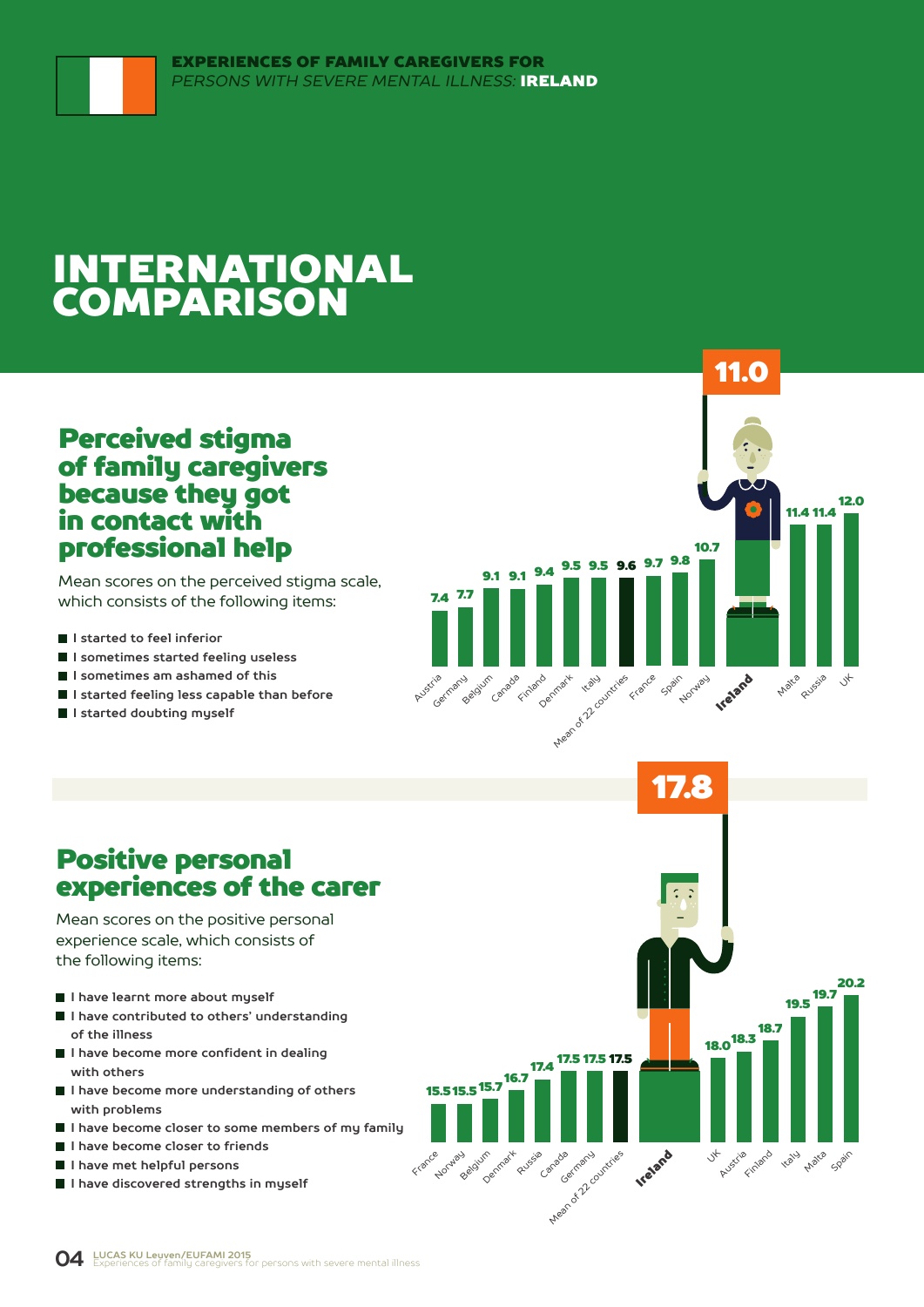# INTERNATIONAL COMPARISON

## Perceived stigma of family caregivers because they got in contact with professional help

Mean scores on the perceived stigma scale, which consists of the following items:

- I started to feel inferior
- I sometimes started feeling useless
- I sometimes am ashamed of this
- I started feeling less capable than before
- I started doubting myself

| Country | Score |
|---|---|
| Austria | 7.4 |
| Germany | 7.7 |
| Belgium | 9.1 |
| Canada | 9.1 |
| Finland | 9.4 |
| Denmark | 9.5 |
| Italy | 9.5 |
| Mean of 22 countries | 9.6 |
| France | 9.7 |
| Spain | 9.8 |
| Norway | 10.7 |
| **Ireland** | **11.0** |
| Malta | 11.4 |
| Russia | 11.4 |
| UK | 12.0 |

## Positive personal experiences of the carer

Mean scores on the positive personal experience scale, which consists of the following items:

- I have learnt more about myself
- I have contributed to others' understanding of the illness
- I have become more confident in dealing with others
- I have become more understanding of others with problems
- I have become closer to some members of my family
- I have become closer to friends
- I have met helpful persons
- I have discovered strengths in myself

| Country | Score |
|---|---|
| France | 15.5 |
| Norway | 15.5 |
| Belgium | 15.7 |
| Denmark | 16.7 |
| Russia | 17.4 |
| Canada | 17.5 |
| Germany | 17.5 |
| Mean of 22 countries | 17.5 |
| **Ireland** | **17.8** |
| UK | 18.0 |
| Austria | 18.3 |
| Finland | 18.7 |
| Italy | 19.5 |
| Malta | 19.7 |
| Spain | 20.2 |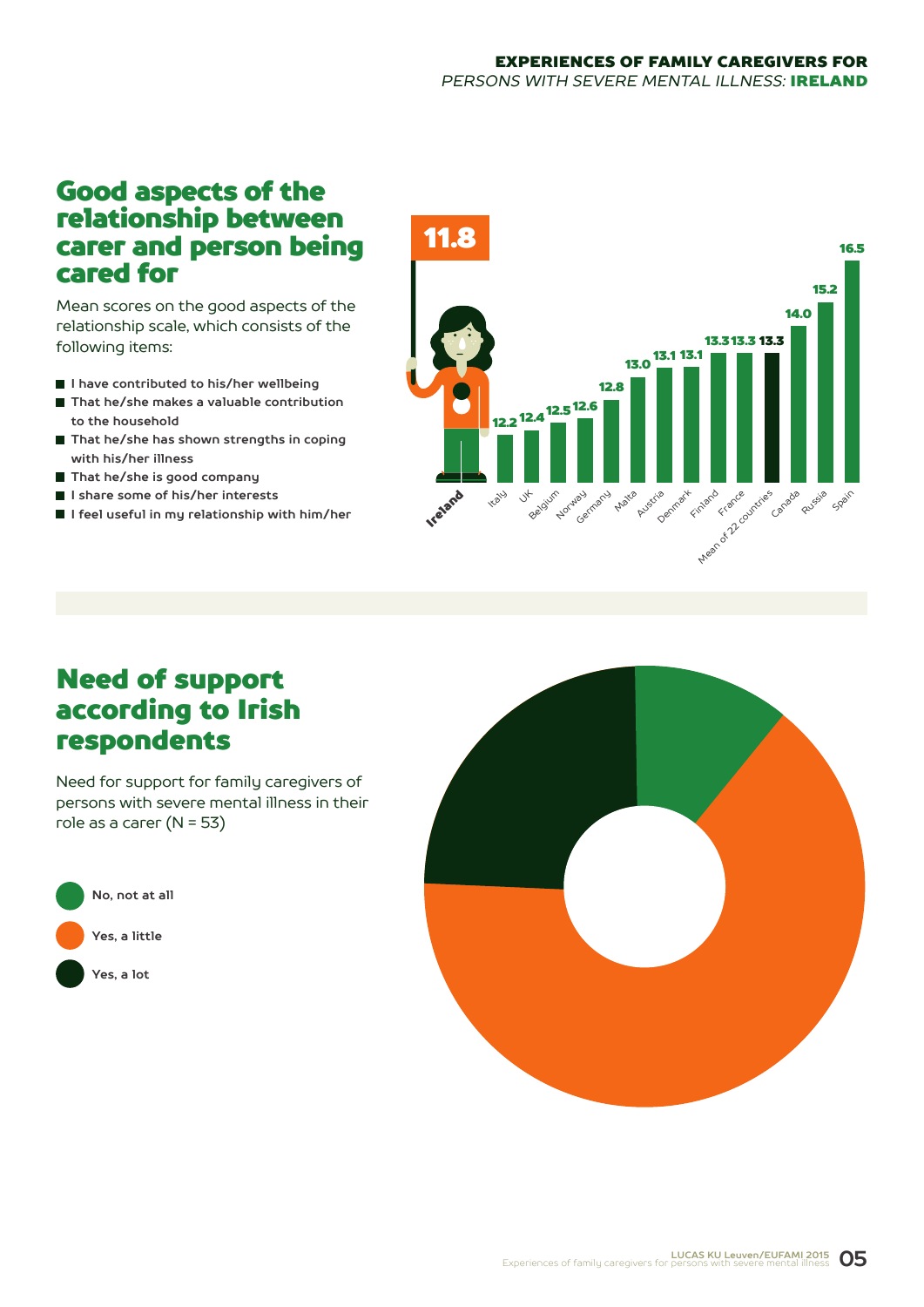## Good aspects of the relationship between carer and person being cared for

Mean scores on the good aspects of the relationship scale, which consists of the following items:

- I have contributed to his/her wellbeing
- That he/she makes a valuable contribution to the household
- That he/she has shown strengths in coping with his/her illness
- That he/she is good company
- I share some of his/her interests
- I feel useful in my relationship with him/her

| Country | Mean score |
|---|---|
| Ireland | 11.8 |
| Italy | 12.2 |
| UK | 12.4 |
| Belgium | 12.5 |
| Norway | 12.6 |
| Germany | 12.8 |
| Malta | 13.0 |
| Austria | 13.1 |
| Denmark | 13.1 |
| Finland | 13.3 |
| France | 13.3 |
| Mean of 22 countries | 13.3 |
| Canada | 14.0 |
| Russia | 15.2 |
| Spain | 16.5 |

## Need of support according to Irish respondents

Need for support for family caregivers of persons with severe mental illness in their role as a carer (N = 53)

- No, not at all
- Yes, a little
- Yes, a lot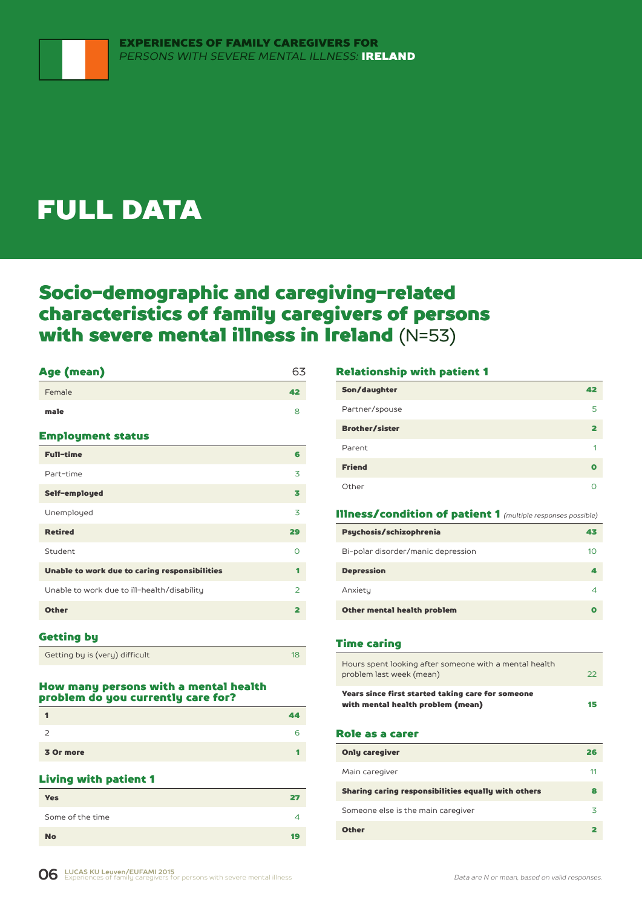# FULL DATA

## Socio-demographic and caregiving-related characteristics of family caregivers of persons with severe mental illness in Ireland (N=53)

### Age (mean)

| Age (mean) | 63 |
|---|---|
| Female | 42 |
| male | 8 |

### Employment status

| Employment status | |
|---|---|
| Full-time | 6 |
| Part-time | 3 |
| Self-employed | 3 |
| Unemployed | 3 |
| Retired | 29 |
| Student | 0 |
| Unable to work due to caring responsibilities | 1 |
| Unable to work due to ill-health/disability | 2 |
| Other | 2 |

### Getting by

| Getting by | |
|---|---|
| Getting by is (very) difficult | 18 |

### How many persons with a mental health problem do you currently care for?

| Number of persons | |
|---|---|
| 1 | 44 |
| 2 | 6 |
| 3 Or more | 1 |

### Living with patient 1

| Living with patient 1 | |
|---|---|
| Yes | 27 |
| Some of the time | 4 |
| No | 19 |

### Relationship with patient 1

| Relationship with patient 1 | |
|---|---|
| Son/daughter | 42 |
| Partner/spouse | 5 |
| Brother/sister | 2 |
| Parent | 1 |
| Friend | 0 |
| Other | 0 |

### Illness/condition of patient 1 *(multiple responses possible)*

| Illness/condition of patient 1 | |
|---|---|
| Psychosis/schizophrenia | 43 |
| Bi-polar disorder/manic depression | 10 |
| Depression | 4 |
| Anxiety | 4 |
| Other mental health problem | 0 |

### Time caring

| Time caring | |
|---|---|
| Hours spent looking after someone with a mental health problem last week (mean) | 22 |
| Years since first started taking care for someone with mental health problem (mean) | 15 |

### Role as a carer

| Role as a carer | |
|---|---|
| Only caregiver | 26 |
| Main caregiver | 11 |
| Sharing caring responsibilities equally with others | 8 |
| Someone else is the main caregiver | 3 |
| Other | 2 |

*Data are N or mean, based on valid responses.*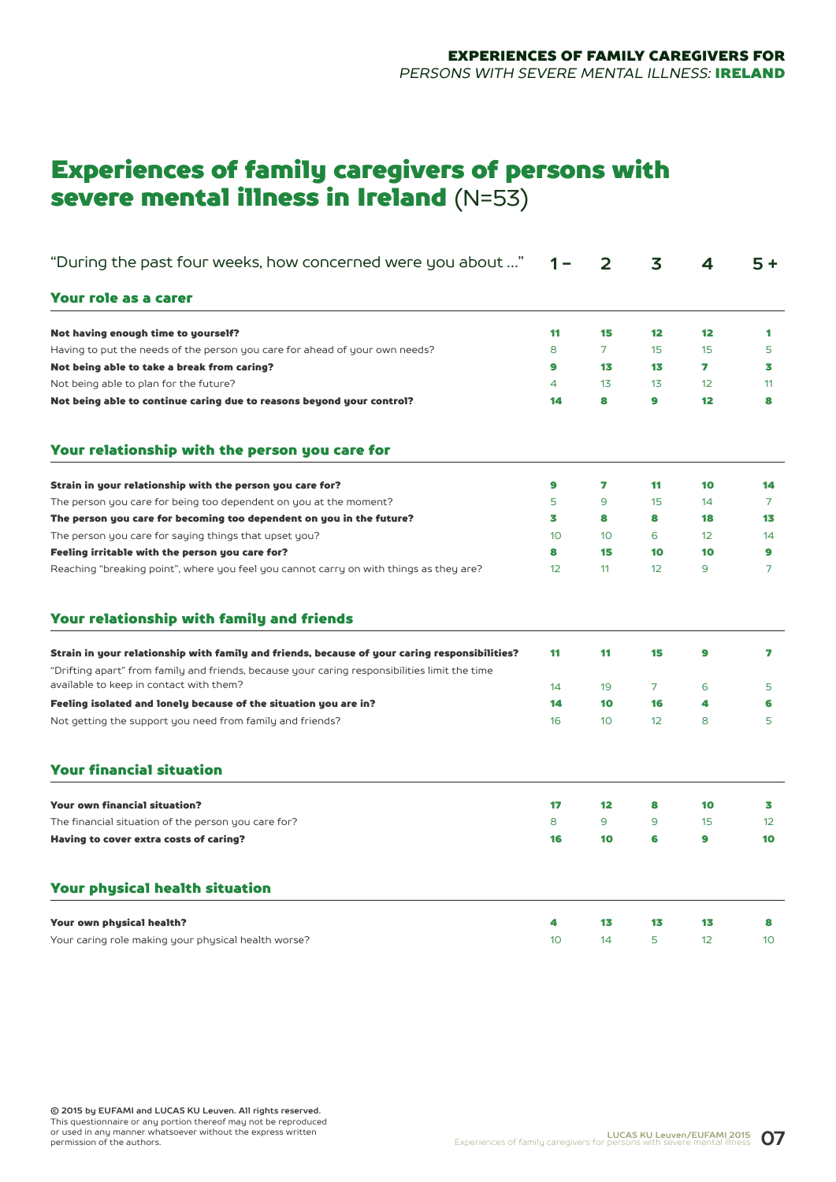# Experiences of family caregivers of persons with severe mental illness in Ireland (N=53)

| "During the past four weeks, how concerned were you about …" | 1 – | 2 | 3 | 4 | 5 + |
|---|---|---|---|---|---|
| **Your role as a carer** | | | | | |
| **Not having enough time to yourself?** | **11** | **15** | **12** | **12** | **1** |
| Having to put the needs of the person you care for ahead of your own needs? | 8 | 7 | 15 | 15 | 5 |
| **Not being able to take a break from caring?** | **9** | **13** | **13** | **7** | **3** |
| Not being able to plan for the future? | 4 | 13 | 13 | 12 | 11 |
| **Not being able to continue caring due to reasons beyond your control?** | **14** | **8** | **9** | **12** | **8** |
| **Your relationship with the person you care for** | | | | | |
| **Strain in your relationship with the person you care for?** | **9** | **7** | **11** | **10** | **14** |
| The person you care for being too dependent on you at the moment? | 5 | 9 | 15 | 14 | 7 |
| **The person you care for becoming too dependent on you in the future?** | **3** | **8** | **8** | **18** | **13** |
| The person you care for saying things that upset you? | 10 | 10 | 6 | 12 | 14 |
| **Feeling irritable with the person you care for?** | **8** | **15** | **10** | **10** | **9** |
| Reaching "breaking point", where you feel you cannot carry on with things as they are? | 12 | 11 | 12 | 9 | 7 |
| **Your relationship with family and friends** | | | | | |
| **Strain in your relationship with family and friends, because of your caring responsibilities?** | **11** | **11** | **15** | **9** | **7** |
| "Drifting apart" from family and friends, because your caring responsibilities limit the time available to keep in contact with them? | 14 | 19 | 7 | 6 | 5 |
| **Feeling isolated and lonely because of the situation you are in?** | **14** | **10** | **16** | **4** | **6** |
| Not getting the support you need from family and friends? | 16 | 10 | 12 | 8 | 5 |
| **Your financial situation** | | | | | |
| **Your own financial situation?** | **17** | **12** | **8** | **10** | **3** |
| The financial situation of the person you care for? | 8 | 9 | 9 | 15 | 12 |
| **Having to cover extra costs of caring?** | **16** | **10** | **6** | **9** | **10** |
| **Your physical health situation** | | | | | |
| **Your own physical health?** | **4** | **13** | **13** | **13** | **8** |
| Your caring role making your physical health worse? | 10 | 14 | 5 | 12 | 10 |

**© 2015 by EUFAMI and LUCAS KU Leuven. All rights reserved.**
This questionnaire or any portion thereof may not be reproduced or used in any manner whatsoever without the express written permission of the authors.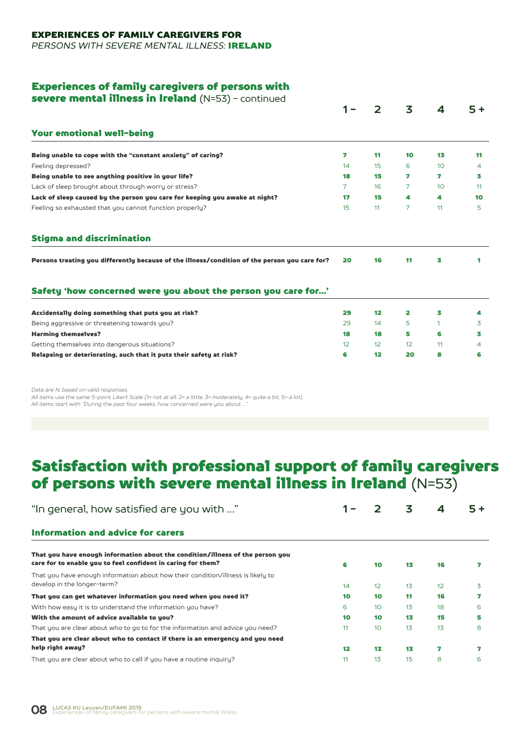EXPERIENCES OF FAMILY CAREGIVERS FOR
*PERSONS WITH SEVERE MENTAL ILLNESS:* **IRELAND**

## Experiences of family caregivers of persons with severe mental illness in Ireland (N=53) – continued

| | 1 – | 2 | 3 | 4 | 5 + |
|---|---|---|---|---|---|
| **Your emotional well-being** | | | | | |
| **Being unable to cope with the "constant anxiety" of caring?** | **7** | **11** | **10** | **13** | **11** |
| Feeling depressed? | 14 | 15 | 6 | 10 | 4 |
| **Being unable to see anything positive in your life?** | **18** | **15** | **7** | **7** | **3** |
| Lack of sleep brought about through worry or stress? | 7 | 16 | 7 | 10 | 11 |
| **Lack of sleep caused by the person you care for keeping you awake at night?** | **17** | **15** | **4** | **4** | **10** |
| Feeling so exhausted that you cannot function properly? | 15 | 11 | 7 | 11 | 5 |
| **Stigma and discrimination** | | | | | |
| **Persons treating you differently because of the illness/condition of the person you care for?** | **20** | **16** | **11** | **3** | **1** |
| **Safety 'how concerned were you about the person you care for...'** | | | | | |
| **Accidentally doing something that puts you at risk?** | **29** | **12** | **2** | **3** | **4** |
| Being aggressive or threatening towards you? | 29 | 14 | 5 | 1 | 3 |
| **Harming themselves?** | **18** | **18** | **5** | **6** | **3** |
| Getting themselves into dangerous situations? | 12 | 12 | 12 | 11 | 4 |
| **Relapsing or deteriorating, such that it puts their safety at risk?** | **6** | **12** | **20** | **8** | **6** |

*Data are N, based on valid responses.*
*All items use the same 5-point Likert Scale (1= not at all, 2= a little, 3= moderately, 4= quite a bit, 5= a lot).*
*All items start with "During the past four weeks, how concerned were you about ...".*

# Satisfaction with professional support of family caregivers of persons with severe mental illness in Ireland (N=53)

| "In general, how satisfied are you with ..." | 1 – | 2 | 3 | 4 | 5 + |
|---|---|---|---|---|---|
| **Information and advice for carers** | | | | | |
| **That you have enough information about the condition/illness of the person you care for to enable you to feel confident in caring for them?** | **6** | **10** | **13** | **16** | **7** |
| That you have enough information about how their condition/illness is likely to develop in the longer-term? | 14 | 12 | 13 | 12 | 3 |
| **That you can get whatever information you need when you need it?** | **10** | **10** | **11** | **16** | **7** |
| With how easy it is to understand the information you have? | 6 | 10 | 13 | 18 | 6 |
| **With the amount of advice available to you?** | **10** | **10** | **13** | **15** | **5** |
| That you are clear about who to go to for the information and advice you need? | 11 | 10 | 13 | 13 | 8 |
| **That you are clear about who to contact if there is an emergency and you need help right away?** | **12** | **13** | **13** | **7** | **7** |
| That you are clear about who to call if you have a routine inquiry? | 11 | 13 | 15 | 8 | 6 |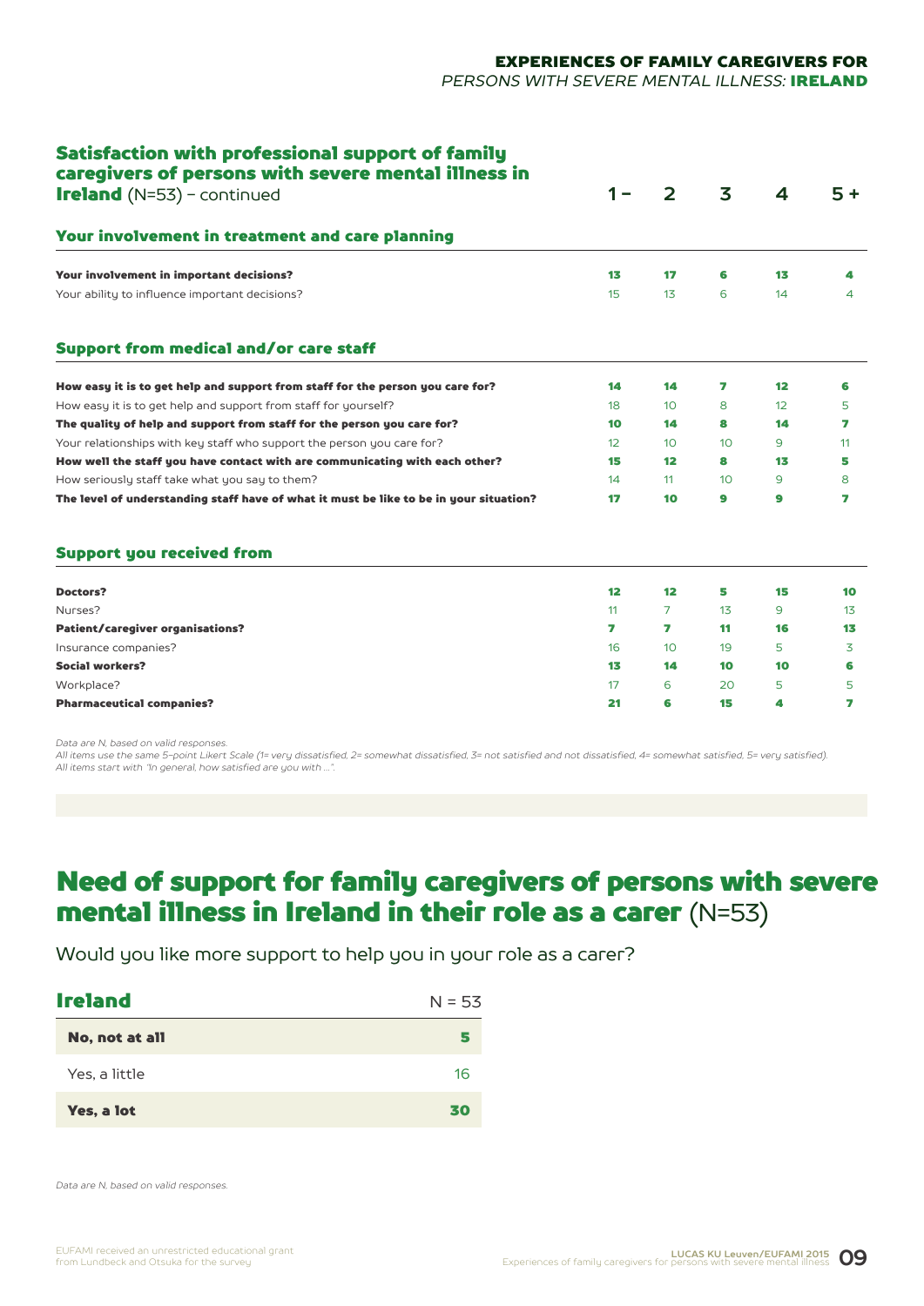## Satisfaction with professional support of family caregivers of persons with severe mental illness in Ireland (N=53) – continued

| | 1 – | 2 | 3 | 4 | 5 + |
|---|---|---|---|---|---|
| **Your involvement in treatment and care planning** | | | | | |
| **Your involvement in important decisions?** | **13** | **17** | **6** | **13** | **4** |
| Your ability to influence important decisions? | 15 | 13 | 6 | 14 | 4 |
| **Support from medical and/or care staff** | | | | | |
| **How easy it is to get help and support from staff for the person you care for?** | **14** | **14** | **7** | **12** | **6** |
| How easy it is to get help and support from staff for yourself? | 18 | 10 | 8 | 12 | 5 |
| **The quality of help and support from staff for the person you care for?** | **10** | **14** | **8** | **14** | **7** |
| Your relationships with key staff who support the person you care for? | 12 | 10 | 10 | 9 | 11 |
| **How well the staff you have contact with are communicating with each other?** | **15** | **12** | **8** | **13** | **5** |
| How seriously staff take what you say to them? | 14 | 11 | 10 | 9 | 8 |
| **The level of understanding staff have of what it must be like to be in your situation?** | **17** | **10** | **9** | **9** | **7** |
| **Support you received from** | | | | | |
| **Doctors?** | **12** | **12** | **5** | **15** | **10** |
| Nurses? | 11 | 7 | 13 | 9 | 13 |
| **Patient/caregiver organisations?** | **7** | **7** | **11** | **16** | **13** |
| Insurance companies? | 16 | 10 | 19 | 5 | 3 |
| **Social workers?** | **13** | **14** | **10** | **10** | **6** |
| Workplace? | 17 | 6 | 20 | 5 | 5 |
| **Pharmaceutical companies?** | **21** | **6** | **15** | **4** | **7** |

*Data are N, based on valid responses.*
*All items use the same 5-point Likert Scale (1= very dissatisfied, 2= somewhat dissatisfied, 3= not satisfied and not dissatisfied, 4= somewhat satisfied, 5= very satisfied).*
*All items start with "In general, how satisfied are you with ...".*

# Need of support for family caregivers of persons with severe mental illness in Ireland in their role as a carer (N=53)

Would you like more support to help you in your role as a carer?

| Ireland | N = 53 |
|---|---|
| **No, not at all** | **5** |
| Yes, a little | 16 |
| **Yes, a lot** | **30** |

*Data are N, based on valid responses.*

EUFAMI received an unrestricted educational grant from Lundbeck and Otsuka for the survey